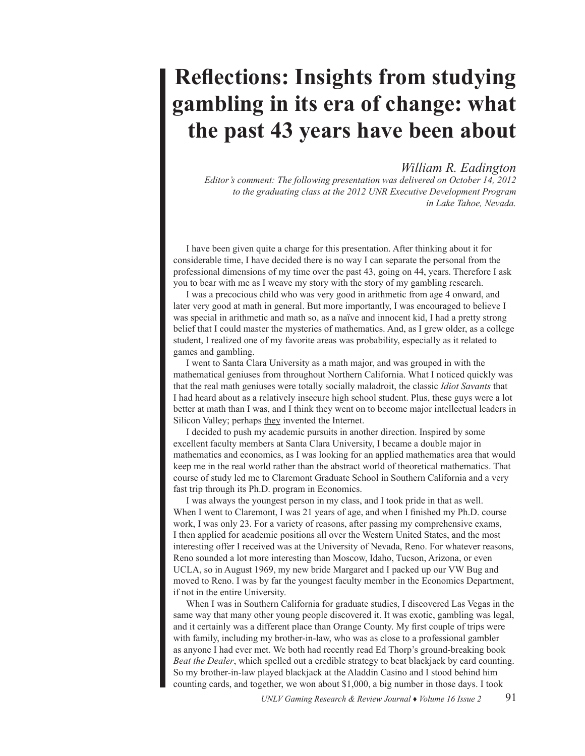# Reflections: Insights from studying gambling in its era of change: what the past 43 years have been about

*William R. Eadington*

*Editor's comment: The following presentation was delivered on October 14, 2012 to the graduating class at the 2012 UNR Executive Development Program in Lake Tahoe, Nevada.*

I have been given quite a charge for this presentation. After thinking about it for considerable time, I have decided there is no way I can separate the personal from the professional dimensions of my time over the past 43, going on 44, years. Therefore I ask you to bear with me as I weave my story with the story of my gambling research.

I was a precocious child who was very good in arithmetic from age 4 onward, and later very good at math in general. But more importantly, I was encouraged to believe I was special in arithmetic and math so, as a naïve and innocent kid, I had a pretty strong belief that I could master the mysteries of mathematics. And, as I grew older, as a college student, I realized one of my favorite areas was probability, especially as it related to games and gambling.

I went to Santa Clara University as a math major, and was grouped in with the mathematical geniuses from throughout Northern California. What I noticed quickly was that the real math geniuses were totally socially maladroit, the classic *Idiot Savants* that I had heard about as a relatively insecure high school student. Plus, these guys were a lot better at math than I was, and I think they went on to become major intellectual leaders in Silicon Valley; perhaps <u>they</u> invented the Internet.

I decided to push my academic pursuits in another direction. Inspired by some excellent faculty members at Santa Clara University, I became a double major in mathematics and economics, as I was looking for an applied mathematics area that would keep me in the real world rather than the abstract world of theoretical mathematics. That course of study led me to Claremont Graduate School in Southern California and a very fast trip through its Ph.D. program in Economics.

I was always the youngest person in my class, and I took pride in that as well. When I went to Claremont, I was 21 years of age, and when I finished my Ph.D. course work, I was only 23. For a variety of reasons, after passing my comprehensive exams, I then applied for academic positions all over the Western United States, and the most interesting offer I received was at the University of Nevada, Reno. For whatever reasons, Reno sounded a lot more interesting than Moscow, Idaho, Tucson, Arizona, or even UCLA, so in August 1969, my new bride Margaret and I packed up our VW Bug and moved to Reno. I was by far the youngest faculty member in the Economics Department, if not in the entire University.

When I was in Southern California for graduate studies, I discovered Las Vegas in the same way that many other young people discovered it. It was exotic, gambling was legal, and it certainly was a different place than Orange County. My first couple of trips were with family, including my brother-in-law, who was as close to a professional gambler as anyone I had ever met. We both had recently read Ed Thorp's ground-breaking book *Beat the Dealer*, which spelled out a credible strategy to beat blackjack by card counting. So my brother-in-law played blackjack at the Aladdin Casino and I stood behind him counting cards, and together, we won about $1,000, a big number in those days. I took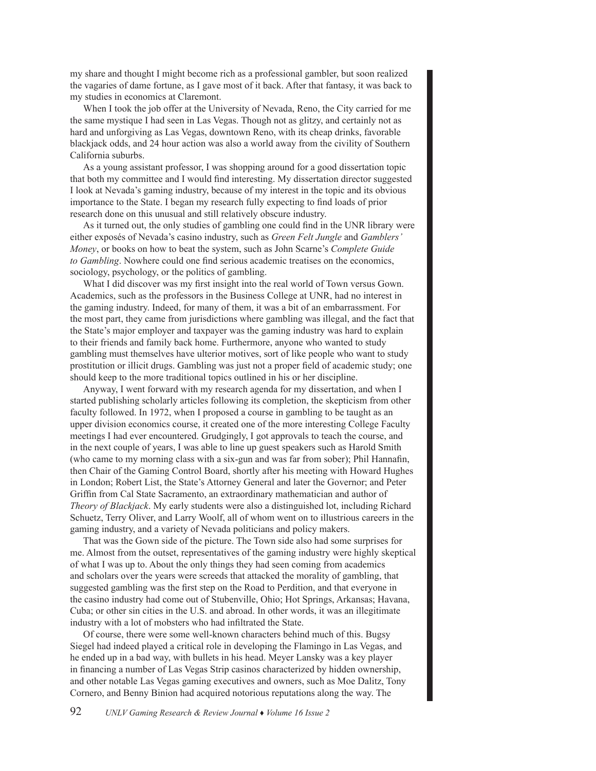my share and thought I might become rich as a professional gambler, but soon realized the vagaries of dame fortune, as I gave most of it back. After that fantasy, it was back to my studies in economics at Claremont.

When I took the job offer at the University of Nevada, Reno, the City carried for me the same mystique I had seen in Las Vegas. Though not as glitzy, and certainly not as hard and unforgiving as Las Vegas, downtown Reno, with its cheap drinks, favorable blackjack odds, and 24 hour action was also a world away from the civility of Southern California suburbs.

As a young assistant professor, I was shopping around for a good dissertation topic that both my committee and I would find interesting. My dissertation director suggested I look at Nevada's gaming industry, because of my interest in the topic and its obvious importance to the State. I began my research fully expecting to find loads of prior research done on this unusual and still relatively obscure industry.

As it turned out, the only studies of gambling one could find in the UNR library were either exposés of Nevada's casino industry, such as *Green Felt Jungle* and *Gamblers' Money*, or books on how to beat the system, such as John Scarne's *Complete Guide to Gambling*. Nowhere could one find serious academic treatises on the economics, sociology, psychology, or the politics of gambling.

What I did discover was my first insight into the real world of Town versus Gown. Academics, such as the professors in the Business College at UNR, had no interest in the gaming industry. Indeed, for many of them, it was a bit of an embarrassment. For the most part, they came from jurisdictions where gambling was illegal, and the fact that the State's major employer and taxpayer was the gaming industry was hard to explain to their friends and family back home. Furthermore, anyone who wanted to study gambling must themselves have ulterior motives, sort of like people who want to study prostitution or illicit drugs. Gambling was just not a proper field of academic study; one should keep to the more traditional topics outlined in his or her discipline.

Anyway, I went forward with my research agenda for my dissertation, and when I started publishing scholarly articles following its completion, the skepticism from other faculty followed. In 1972, when I proposed a course in gambling to be taught as an upper division economics course, it created one of the more interesting College Faculty meetings I had ever encountered. Grudgingly, I got approvals to teach the course, and in the next couple of years, I was able to line up guest speakers such as Harold Smith (who came to my morning class with a six-gun and was far from sober); Phil Hannafin, then Chair of the Gaming Control Board, shortly after his meeting with Howard Hughes in London; Robert List, the State's Attorney General and later the Governor; and Peter Griffin from Cal State Sacramento, an extraordinary mathematician and author of *Theory of Blackjack*. My early students were also a distinguished lot, including Richard Schuetz, Terry Oliver, and Larry Woolf, all of whom went on to illustrious careers in the gaming industry, and a variety of Nevada politicians and policy makers.

That was the Gown side of the picture. The Town side also had some surprises for me. Almost from the outset, representatives of the gaming industry were highly skeptical of what I was up to. About the only things they had seen coming from academics and scholars over the years were screeds that attacked the morality of gambling, that suggested gambling was the first step on the Road to Perdition, and that everyone in the casino industry had come out of Stubenville, Ohio; Hot Springs, Arkansas; Havana, Cuba; or other sin cities in the U.S. and abroad. In other words, it was an illegitimate industry with a lot of mobsters who had infiltrated the State.

Of course, there were some well-known characters behind much of this. Bugsy Siegel had indeed played a critical role in developing the Flamingo in Las Vegas, and he ended up in a bad way, with bullets in his head. Meyer Lansky was a key player in financing a number of Las Vegas Strip casinos characterized by hidden ownership, and other notable Las Vegas gaming executives and owners, such as Moe Dalitz, Tony Cornero, and Benny Binion had acquired notorious reputations along the way. The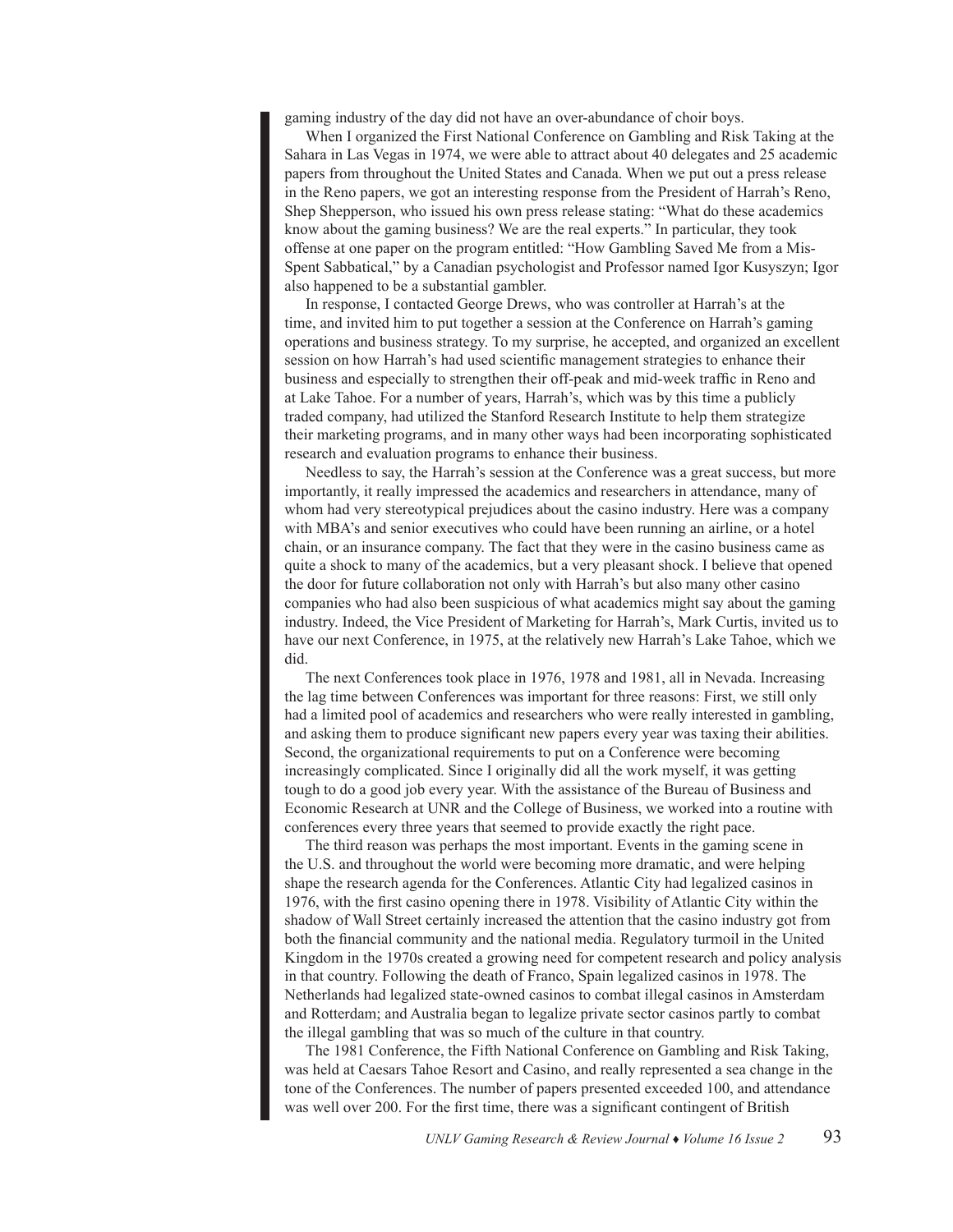gaming industry of the day did not have an over-abundance of choir boys.

When I organized the First National Conference on Gambling and Risk Taking at the Sahara in Las Vegas in 1974, we were able to attract about 40 delegates and 25 academic papers from throughout the United States and Canada. When we put out a press release in the Reno papers, we got an interesting response from the President of Harrah's Reno, Shep Shepperson, who issued his own press release stating: "What do these academics know about the gaming business? We are the real experts." In particular, they took offense at one paper on the program entitled: "How Gambling Saved Me from a Mis-Spent Sabbatical," by a Canadian psychologist and Professor named Igor Kusyszyn; Igor also happened to be a substantial gambler.

In response, I contacted George Drews, who was controller at Harrah's at the time, and invited him to put together a session at the Conference on Harrah's gaming operations and business strategy. To my surprise, he accepted, and organized an excellent session on how Harrah's had used scientific management strategies to enhance their business and especially to strengthen their off-peak and mid-week traffic in Reno and at Lake Tahoe. For a number of years, Harrah's, which was by this time a publicly traded company, had utilized the Stanford Research Institute to help them strategize their marketing programs, and in many other ways had been incorporating sophisticated research and evaluation programs to enhance their business.

Needless to say, the Harrah's session at the Conference was a great success, but more importantly, it really impressed the academics and researchers in attendance, many of whom had very stereotypical prejudices about the casino industry. Here was a company with MBA's and senior executives who could have been running an airline, or a hotel chain, or an insurance company. The fact that they were in the casino business came as quite a shock to many of the academics, but a very pleasant shock. I believe that opened the door for future collaboration not only with Harrah's but also many other casino companies who had also been suspicious of what academics might say about the gaming industry. Indeed, the Vice President of Marketing for Harrah's, Mark Curtis, invited us to have our next Conference, in 1975, at the relatively new Harrah's Lake Tahoe, which we did.

The next Conferences took place in 1976, 1978 and 1981, all in Nevada. Increasing the lag time between Conferences was important for three reasons: First, we still only had a limited pool of academics and researchers who were really interested in gambling, and asking them to produce significant new papers every year was taxing their abilities. Second, the organizational requirements to put on a Conference were becoming increasingly complicated. Since I originally did all the work myself, it was getting tough to do a good job every year. With the assistance of the Bureau of Business and Economic Research at UNR and the College of Business, we worked into a routine with conferences every three years that seemed to provide exactly the right pace.

The third reason was perhaps the most important. Events in the gaming scene in the U.S. and throughout the world were becoming more dramatic, and were helping shape the research agenda for the Conferences. Atlantic City had legalized casinos in 1976, with the first casino opening there in 1978. Visibility of Atlantic City within the shadow of Wall Street certainly increased the attention that the casino industry got from both the financial community and the national media. Regulatory turmoil in the United Kingdom in the 1970s created a growing need for competent research and policy analysis in that country. Following the death of Franco, Spain legalized casinos in 1978. The Netherlands had legalized state-owned casinos to combat illegal casinos in Amsterdam and Rotterdam; and Australia began to legalize private sector casinos partly to combat the illegal gambling that was so much of the culture in that country.

The 1981 Conference, the Fifth National Conference on Gambling and Risk Taking, was held at Caesars Tahoe Resort and Casino, and really represented a sea change in the tone of the Conferences. The number of papers presented exceeded 100, and attendance was well over 200. For the first time, there was a significant contingent of British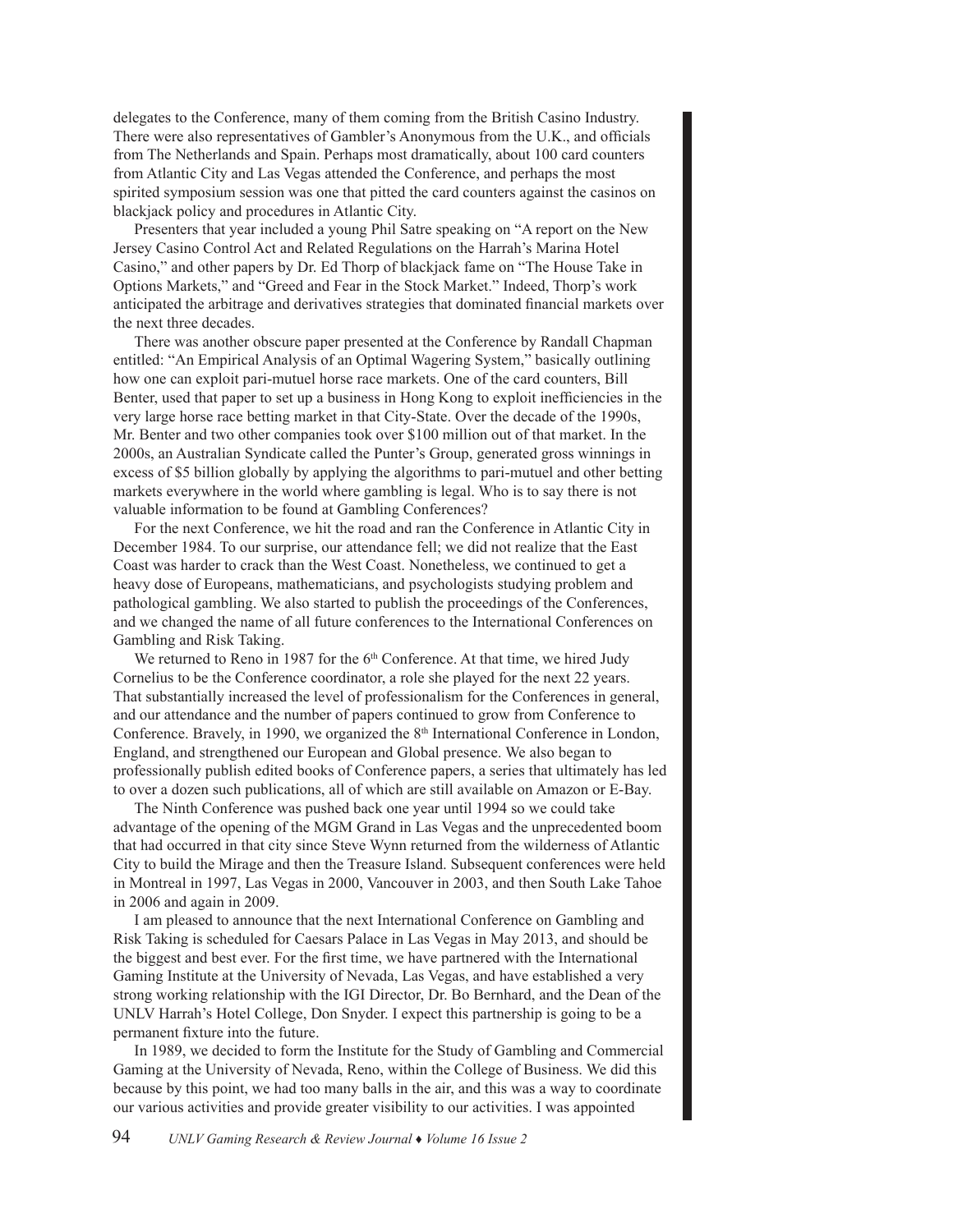delegates to the Conference, many of them coming from the British Casino Industry. There were also representatives of Gambler's Anonymous from the U.K., and officials from The Netherlands and Spain. Perhaps most dramatically, about 100 card counters from Atlantic City and Las Vegas attended the Conference, and perhaps the most spirited symposium session was one that pitted the card counters against the casinos on blackjack policy and procedures in Atlantic City.

Presenters that year included a young Phil Satre speaking on "A report on the New Jersey Casino Control Act and Related Regulations on the Harrah's Marina Hotel Casino," and other papers by Dr. Ed Thorp of blackjack fame on "The House Take in Options Markets," and "Greed and Fear in the Stock Market." Indeed, Thorp's work anticipated the arbitrage and derivatives strategies that dominated financial markets over the next three decades.

There was another obscure paper presented at the Conference by Randall Chapman entitled: "An Empirical Analysis of an Optimal Wagering System," basically outlining how one can exploit pari-mutuel horse race markets. One of the card counters, Bill Benter, used that paper to set up a business in Hong Kong to exploit inefficiencies in the very large horse race betting market in that City-State. Over the decade of the 1990s, Mr. Benter and two other companies took over $100 million out of that market. In the 2000s, an Australian Syndicate called the Punter's Group, generated gross winnings in excess of $5 billion globally by applying the algorithms to pari-mutuel and other betting markets everywhere in the world where gambling is legal. Who is to say there is not valuable information to be found at Gambling Conferences?

For the next Conference, we hit the road and ran the Conference in Atlantic City in December 1984. To our surprise, our attendance fell; we did not realize that the East Coast was harder to crack than the West Coast. Nonetheless, we continued to get a heavy dose of Europeans, mathematicians, and psychologists studying problem and pathological gambling. We also started to publish the proceedings of the Conferences, and we changed the name of all future conferences to the International Conferences on Gambling and Risk Taking.

We returned to Reno in 1987 for the 6th Conference. At that time, we hired Judy Cornelius to be the Conference coordinator, a role she played for the next 22 years. That substantially increased the level of professionalism for the Conferences in general, and our attendance and the number of papers continued to grow from Conference to Conference. Bravely, in 1990, we organized the 8th International Conference in London, England, and strengthened our European and Global presence. We also began to professionally publish edited books of Conference papers, a series that ultimately has led to over a dozen such publications, all of which are still available on Amazon or E-Bay.

The Ninth Conference was pushed back one year until 1994 so we could take advantage of the opening of the MGM Grand in Las Vegas and the unprecedented boom that had occurred in that city since Steve Wynn returned from the wilderness of Atlantic City to build the Mirage and then the Treasure Island. Subsequent conferences were held in Montreal in 1997, Las Vegas in 2000, Vancouver in 2003, and then South Lake Tahoe in 2006 and again in 2009.

I am pleased to announce that the next International Conference on Gambling and Risk Taking is scheduled for Caesars Palace in Las Vegas in May 2013, and should be the biggest and best ever. For the first time, we have partnered with the International Gaming Institute at the University of Nevada, Las Vegas, and have established a very strong working relationship with the IGI Director, Dr. Bo Bernhard, and the Dean of the UNLV Harrah's Hotel College, Don Snyder. I expect this partnership is going to be a permanent fixture into the future.

In 1989, we decided to form the Institute for the Study of Gambling and Commercial Gaming at the University of Nevada, Reno, within the College of Business. We did this because by this point, we had too many balls in the air, and this was a way to coordinate our various activities and provide greater visibility to our activities. I was appointed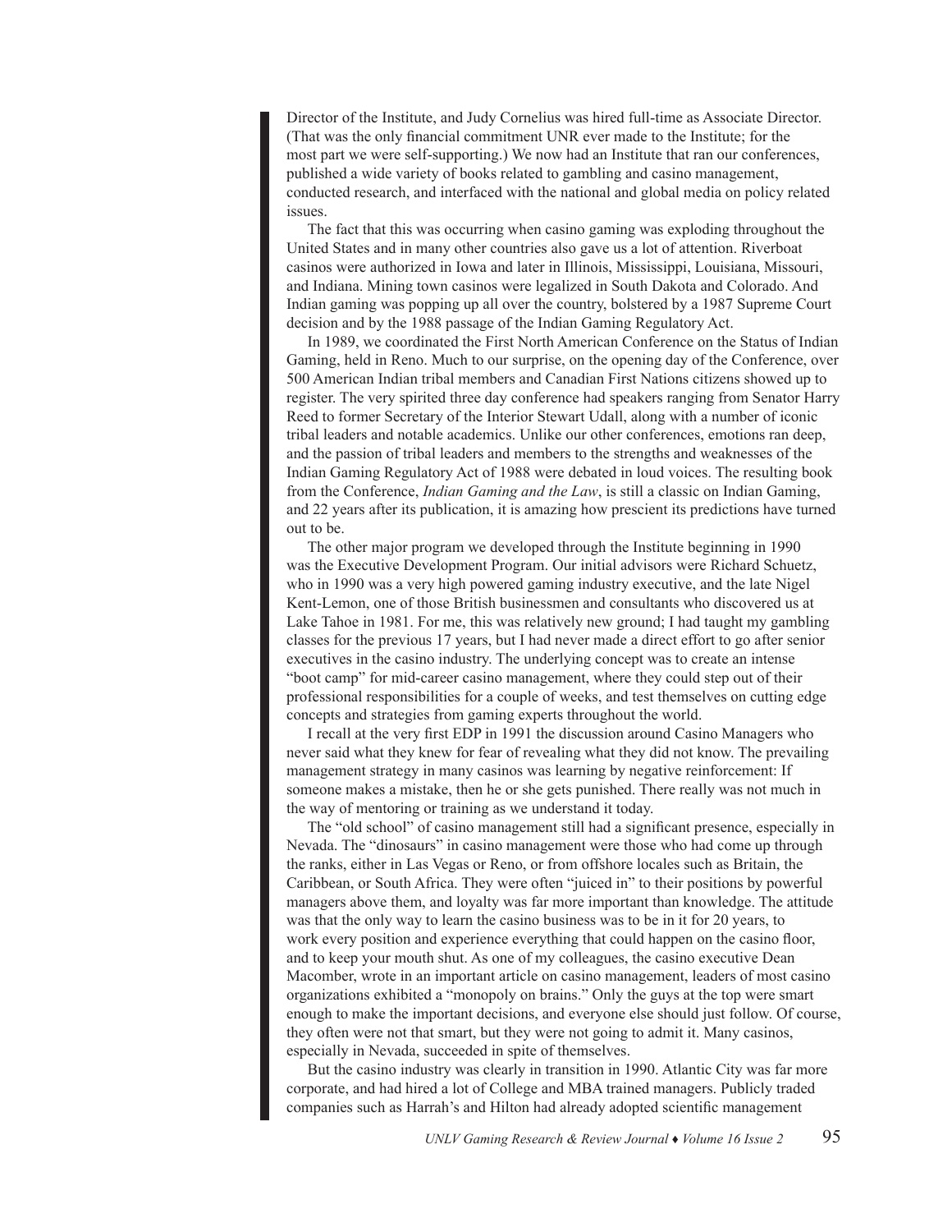Director of the Institute, and Judy Cornelius was hired full-time as Associate Director. (That was the only financial commitment UNR ever made to the Institute; for the most part we were self-supporting.) We now had an Institute that ran our conferences, published a wide variety of books related to gambling and casino management, conducted research, and interfaced with the national and global media on policy related issues.

The fact that this was occurring when casino gaming was exploding throughout the United States and in many other countries also gave us a lot of attention. Riverboat casinos were authorized in Iowa and later in Illinois, Mississippi, Louisiana, Missouri, and Indiana. Mining town casinos were legalized in South Dakota and Colorado. And Indian gaming was popping up all over the country, bolstered by a 1987 Supreme Court decision and by the 1988 passage of the Indian Gaming Regulatory Act.

In 1989, we coordinated the First North American Conference on the Status of Indian Gaming, held in Reno. Much to our surprise, on the opening day of the Conference, over 500 American Indian tribal members and Canadian First Nations citizens showed up to register. The very spirited three day conference had speakers ranging from Senator Harry Reed to former Secretary of the Interior Stewart Udall, along with a number of iconic tribal leaders and notable academics. Unlike our other conferences, emotions ran deep, and the passion of tribal leaders and members to the strengths and weaknesses of the Indian Gaming Regulatory Act of 1988 were debated in loud voices. The resulting book from the Conference, *Indian Gaming and the Law*, is still a classic on Indian Gaming, and 22 years after its publication, it is amazing how prescient its predictions have turned out to be.

The other major program we developed through the Institute beginning in 1990 was the Executive Development Program. Our initial advisors were Richard Schuetz, who in 1990 was a very high powered gaming industry executive, and the late Nigel Kent-Lemon, one of those British businessmen and consultants who discovered us at Lake Tahoe in 1981. For me, this was relatively new ground; I had taught my gambling classes for the previous 17 years, but I had never made a direct effort to go after senior executives in the casino industry. The underlying concept was to create an intense "boot camp" for mid-career casino management, where they could step out of their professional responsibilities for a couple of weeks, and test themselves on cutting edge concepts and strategies from gaming experts throughout the world.

I recall at the very first EDP in 1991 the discussion around Casino Managers who never said what they knew for fear of revealing what they did not know. The prevailing management strategy in many casinos was learning by negative reinforcement: If someone makes a mistake, then he or she gets punished. There really was not much in the way of mentoring or training as we understand it today.

The "old school" of casino management still had a significant presence, especially in Nevada. The "dinosaurs" in casino management were those who had come up through the ranks, either in Las Vegas or Reno, or from offshore locales such as Britain, the Caribbean, or South Africa. They were often "juiced in" to their positions by powerful managers above them, and loyalty was far more important than knowledge. The attitude was that the only way to learn the casino business was to be in it for 20 years, to work every position and experience everything that could happen on the casino floor, and to keep your mouth shut. As one of my colleagues, the casino executive Dean Macomber, wrote in an important article on casino management, leaders of most casino organizations exhibited a "monopoly on brains." Only the guys at the top were smart enough to make the important decisions, and everyone else should just follow. Of course, they often were not that smart, but they were not going to admit it. Many casinos, especially in Nevada, succeeded in spite of themselves.

But the casino industry was clearly in transition in 1990. Atlantic City was far more corporate, and had hired a lot of College and MBA trained managers. Publicly traded companies such as Harrah's and Hilton had already adopted scientific management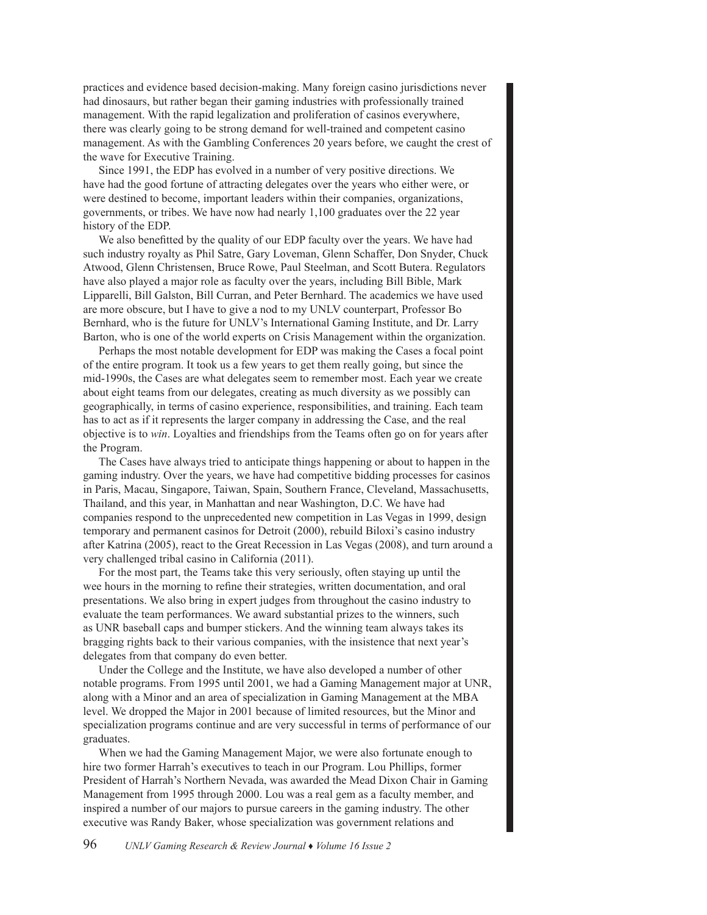practices and evidence based decision-making. Many foreign casino jurisdictions never had dinosaurs, but rather began their gaming industries with professionally trained management. With the rapid legalization and proliferation of casinos everywhere, there was clearly going to be strong demand for well-trained and competent casino management. As with the Gambling Conferences 20 years before, we caught the crest of the wave for Executive Training.

Since 1991, the EDP has evolved in a number of very positive directions. We have had the good fortune of attracting delegates over the years who either were, or were destined to become, important leaders within their companies, organizations, governments, or tribes. We have now had nearly 1,100 graduates over the 22 year history of the EDP.

We also benefitted by the quality of our EDP faculty over the years. We have had such industry royalty as Phil Satre, Gary Loveman, Glenn Schaffer, Don Snyder, Chuck Atwood, Glenn Christensen, Bruce Rowe, Paul Steelman, and Scott Butera. Regulators have also played a major role as faculty over the years, including Bill Bible, Mark Lipparelli, Bill Galston, Bill Curran, and Peter Bernhard. The academics we have used are more obscure, but I have to give a nod to my UNLV counterpart, Professor Bo Bernhard, who is the future for UNLV's International Gaming Institute, and Dr. Larry Barton, who is one of the world experts on Crisis Management within the organization.

Perhaps the most notable development for EDP was making the Cases a focal point of the entire program. It took us a few years to get them really going, but since the mid-1990s, the Cases are what delegates seem to remember most. Each year we create about eight teams from our delegates, creating as much diversity as we possibly can geographically, in terms of casino experience, responsibilities, and training. Each team has to act as if it represents the larger company in addressing the Case, and the real objective is to *win*. Loyalties and friendships from the Teams often go on for years after the Program.

The Cases have always tried to anticipate things happening or about to happen in the gaming industry. Over the years, we have had competitive bidding processes for casinos in Paris, Macau, Singapore, Taiwan, Spain, Southern France, Cleveland, Massachusetts, Thailand, and this year, in Manhattan and near Washington, D.C. We have had companies respond to the unprecedented new competition in Las Vegas in 1999, design temporary and permanent casinos for Detroit (2000), rebuild Biloxi's casino industry after Katrina (2005), react to the Great Recession in Las Vegas (2008), and turn around a very challenged tribal casino in California (2011).

For the most part, the Teams take this very seriously, often staying up until the wee hours in the morning to refine their strategies, written documentation, and oral presentations. We also bring in expert judges from throughout the casino industry to evaluate the team performances. We award substantial prizes to the winners, such as UNR baseball caps and bumper stickers. And the winning team always takes its bragging rights back to their various companies, with the insistence that next year's delegates from that company do even better.

Under the College and the Institute, we have also developed a number of other notable programs. From 1995 until 2001, we had a Gaming Management major at UNR, along with a Minor and an area of specialization in Gaming Management at the MBA level. We dropped the Major in 2001 because of limited resources, but the Minor and specialization programs continue and are very successful in terms of performance of our graduates.

When we had the Gaming Management Major, we were also fortunate enough to hire two former Harrah's executives to teach in our Program. Lou Phillips, former President of Harrah's Northern Nevada, was awarded the Mead Dixon Chair in Gaming Management from 1995 through 2000. Lou was a real gem as a faculty member, and inspired a number of our majors to pursue careers in the gaming industry. The other executive was Randy Baker, whose specialization was government relations and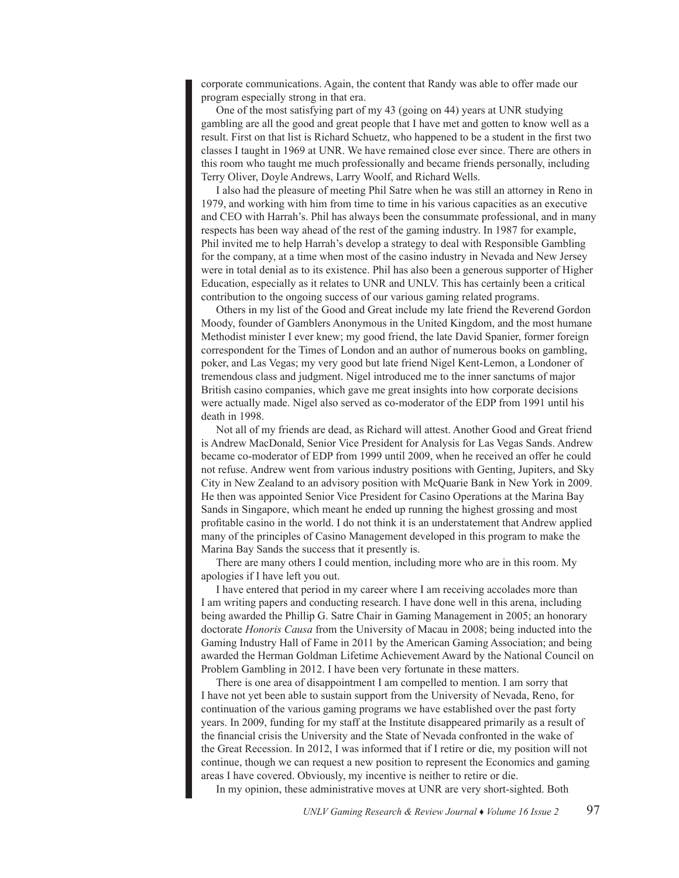corporate communications. Again, the content that Randy was able to offer made our program especially strong in that era.

One of the most satisfying part of my 43 (going on 44) years at UNR studying gambling are all the good and great people that I have met and gotten to know well as a result. First on that list is Richard Schuetz, who happened to be a student in the first two classes I taught in 1969 at UNR. We have remained close ever since. There are others in this room who taught me much professionally and became friends personally, including Terry Oliver, Doyle Andrews, Larry Woolf, and Richard Wells.

I also had the pleasure of meeting Phil Satre when he was still an attorney in Reno in 1979, and working with him from time to time in his various capacities as an executive and CEO with Harrah's. Phil has always been the consummate professional, and in many respects has been way ahead of the rest of the gaming industry. In 1987 for example, Phil invited me to help Harrah's develop a strategy to deal with Responsible Gambling for the company, at a time when most of the casino industry in Nevada and New Jersey were in total denial as to its existence. Phil has also been a generous supporter of Higher Education, especially as it relates to UNR and UNLV. This has certainly been a critical contribution to the ongoing success of our various gaming related programs.

Others in my list of the Good and Great include my late friend the Reverend Gordon Moody, founder of Gamblers Anonymous in the United Kingdom, and the most humane Methodist minister I ever knew; my good friend, the late David Spanier, former foreign correspondent for the Times of London and an author of numerous books on gambling, poker, and Las Vegas; my very good but late friend Nigel Kent-Lemon, a Londoner of tremendous class and judgment. Nigel introduced me to the inner sanctums of major British casino companies, which gave me great insights into how corporate decisions were actually made. Nigel also served as co-moderator of the EDP from 1991 until his death in 1998.

Not all of my friends are dead, as Richard will attest. Another Good and Great friend is Andrew MacDonald, Senior Vice President for Analysis for Las Vegas Sands. Andrew became co-moderator of EDP from 1999 until 2009, when he received an offer he could not refuse. Andrew went from various industry positions with Genting, Jupiters, and Sky City in New Zealand to an advisory position with McQuarie Bank in New York in 2009. He then was appointed Senior Vice President for Casino Operations at the Marina Bay Sands in Singapore, which meant he ended up running the highest grossing and most profitable casino in the world. I do not think it is an understatement that Andrew applied many of the principles of Casino Management developed in this program to make the Marina Bay Sands the success that it presently is.

There are many others I could mention, including more who are in this room. My apologies if I have left you out.

I have entered that period in my career where I am receiving accolades more than I am writing papers and conducting research. I have done well in this arena, including being awarded the Phillip G. Satre Chair in Gaming Management in 2005; an honorary doctorate *Honoris Causa* from the University of Macau in 2008; being inducted into the Gaming Industry Hall of Fame in 2011 by the American Gaming Association; and being awarded the Herman Goldman Lifetime Achievement Award by the National Council on Problem Gambling in 2012. I have been very fortunate in these matters.

There is one area of disappointment I am compelled to mention. I am sorry that I have not yet been able to sustain support from the University of Nevada, Reno, for continuation of the various gaming programs we have established over the past forty years. In 2009, funding for my staff at the Institute disappeared primarily as a result of the financial crisis the University and the State of Nevada confronted in the wake of the Great Recession. In 2012, I was informed that if I retire or die, my position will not continue, though we can request a new position to represent the Economics and gaming areas I have covered. Obviously, my incentive is neither to retire or die.

In my opinion, these administrative moves at UNR are very short-sighted. Both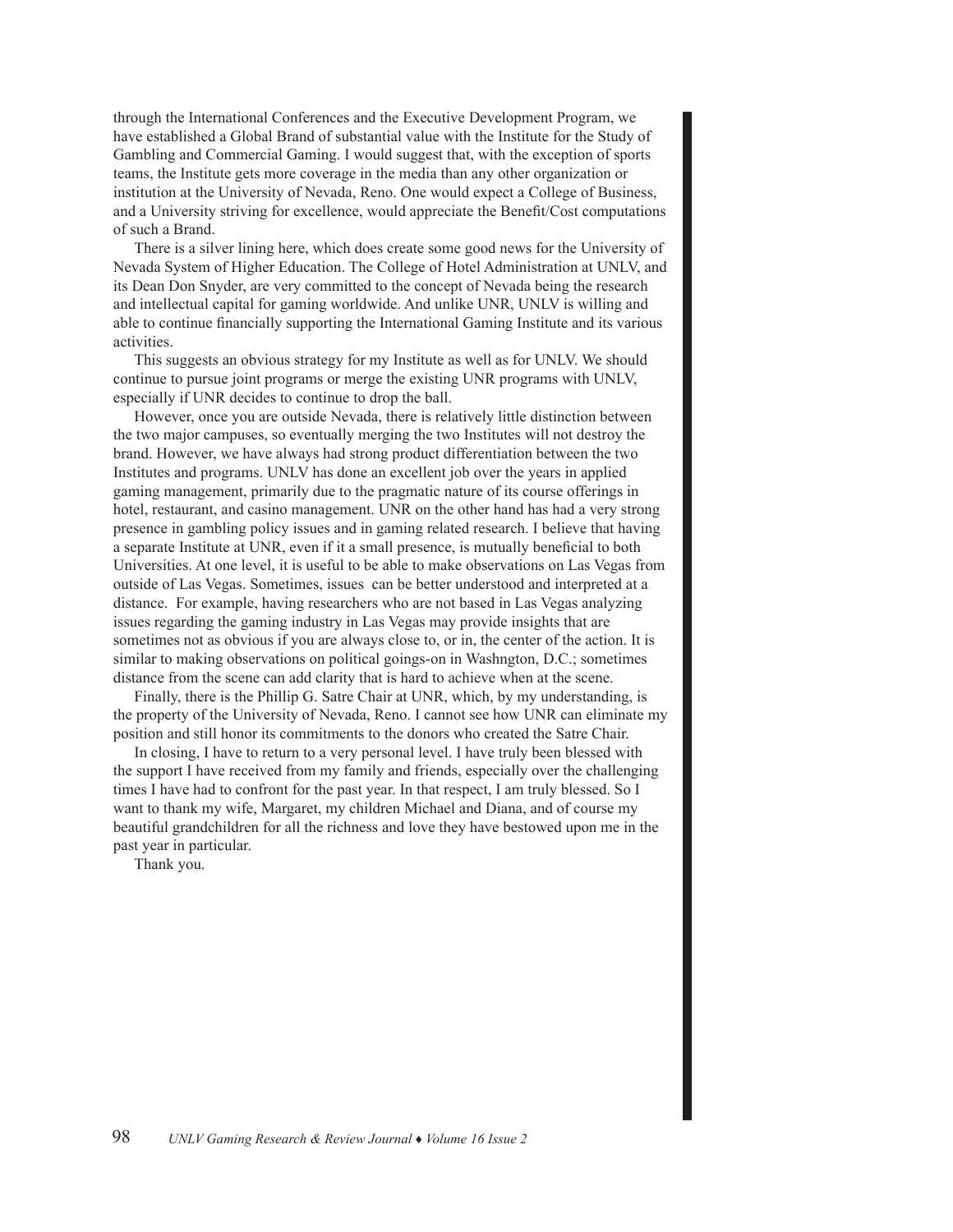through the International Conferences and the Executive Development Program, we have established a Global Brand of substantial value with the Institute for the Study of Gambling and Commercial Gaming. I would suggest that, with the exception of sports teams, the Institute gets more coverage in the media than any other organization or institution at the University of Nevada, Reno. One would expect a College of Business, and a University striving for excellence, would appreciate the Benefit/Cost computations of such a Brand.

There is a silver lining here, which does create some good news for the University of Nevada System of Higher Education. The College of Hotel Administration at UNLV, and its Dean Don Snyder, are very committed to the concept of Nevada being the research and intellectual capital for gaming worldwide. And unlike UNR, UNLV is willing and able to continue financially supporting the International Gaming Institute and its various activities.

This suggests an obvious strategy for my Institute as well as for UNLV. We should continue to pursue joint programs or merge the existing UNR programs with UNLV, especially if UNR decides to continue to drop the ball.

However, once you are outside Nevada, there is relatively little distinction between the two major campuses, so eventually merging the two Institutes will not destroy the brand. However, we have always had strong product differentiation between the two Institutes and programs. UNLV has done an excellent job over the years in applied gaming management, primarily due to the pragmatic nature of its course offerings in hotel, restaurant, and casino management. UNR on the other hand has had a very strong presence in gambling policy issues and in gaming related research. I believe that having a separate Institute at UNR, even if it a small presence, is mutually beneficial to both Universities. At one level, it is useful to be able to make observations on Las Vegas from outside of Las Vegas. Sometimes, issues can be better understood and interpreted at a distance. For example, having researchers who are not based in Las Vegas analyzing issues regarding the gaming industry in Las Vegas may provide insights that are sometimes not as obvious if you are always close to, or in, the center of the action. It is similar to making observations on political goings-on in Washngton, D.C.; sometimes distance from the scene can add clarity that is hard to achieve when at the scene.

Finally, there is the Phillip G. Satre Chair at UNR, which, by my understanding, is the property of the University of Nevada, Reno. I cannot see how UNR can eliminate my position and still honor its commitments to the donors who created the Satre Chair.

In closing, I have to return to a very personal level. I have truly been blessed with the support I have received from my family and friends, especially over the challenging times I have had to confront for the past year. In that respect, I am truly blessed. So I want to thank my wife, Margaret, my children Michael and Diana, and of course my beautiful grandchildren for all the richness and love they have bestowed upon me in the past year in particular.

Thank you.